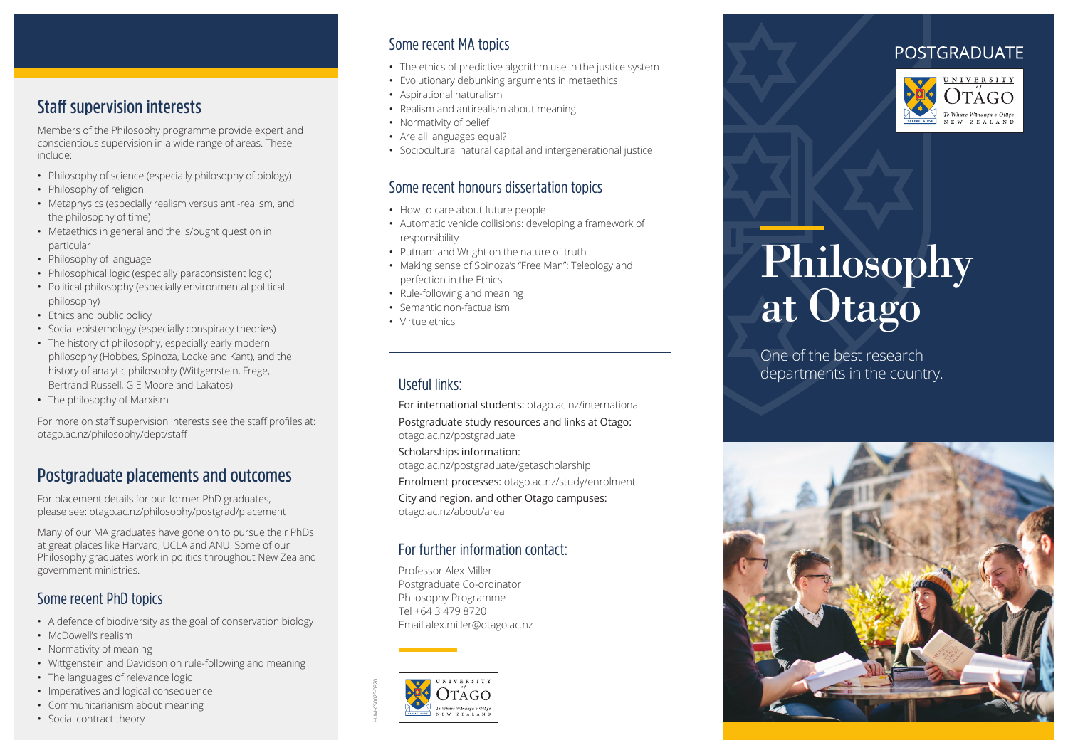# Philosophy at Otago

POSTGRADUATE

UNIVERSITY of OTAGO
Te Whare Wānanga o Otāgo
NEW ZEALAND

One of the best research departments in the country.

## Staff supervision interests

Members of the Philosophy programme provide expert and conscientious supervision in a wide range of areas. These include:

- Philosophy of science (especially philosophy of biology)
- Philosophy of religion
- Metaphysics (especially realism versus anti-realism, and the philosophy of time)
- Metaethics in general and the is/ought question in particular
- Philosophy of language
- Philosophical logic (especially paraconsistent logic)
- Political philosophy (especially environmental political philosophy)
- Ethics and public policy
- Social epistemology (especially conspiracy theories)
- The history of philosophy, especially early modern philosophy (Hobbes, Spinoza, Locke and Kant), and the history of analytic philosophy (Wittgenstein, Frege, Bertrand Russell, G E Moore and Lakatos)
- The philosophy of Marxism

For more on staff supervision interests see the staff profiles at: otago.ac.nz/philosophy/dept/staff

## Postgraduate placements and outcomes

For placement details for our former PhD graduates, please see: otago.ac.nz/philosophy/postgrad/placement

Many of our MA graduates have gone on to pursue their PhDs at great places like Harvard, UCLA and ANU. Some of our Philosophy graduates work in politics throughout New Zealand government ministries.

### Some recent PhD topics

- A defence of biodiversity as the goal of conservation biology
- McDowell's realism
- Normativity of meaning
- Wittgenstein and Davidson on rule-following and meaning
- The languages of relevance logic
- Imperatives and logical consequence
- Communitarianism about meaning
- Social contract theory

### Some recent MA topics

- The ethics of predictive algorithm use in the justice system
- Evolutionary debunking arguments in metaethics
- Aspirational naturalism
- Realism and antirealism about meaning
- Normativity of belief
- Are all languages equal?
- Sociocultural natural capital and intergenerational justice

### Some recent honours dissertation topics

- How to care about future people
- Automatic vehicle collisions: developing a framework of responsibility
- Putnam and Wright on the nature of truth
- Making sense of Spinoza's "Free Man": Teleology and perfection in the Ethics
- Rule-following and meaning
- Semantic non-factualism
- Virtue ethics

### Useful links:

For international students: otago.ac.nz/international

Postgraduate study resources and links at Otago: otago.ac.nz/postgraduate

Scholarships information: otago.ac.nz/postgraduate/getascholarship

Enrolment processes: otago.ac.nz/study/enrolment

City and region, and other Otago campuses: otago.ac.nz/about/area

### For further information contact:

Professor Alex Miller
Postgraduate Co-ordinator
Philosophy Programme
Tel +64 3 479 8720
Email alex.miller@otago.ac.nz

HUM-CS0025-0820

UNIVERSITY of OTAGO
Te Whare Wānanga o Otāgo
NEW ZEALAND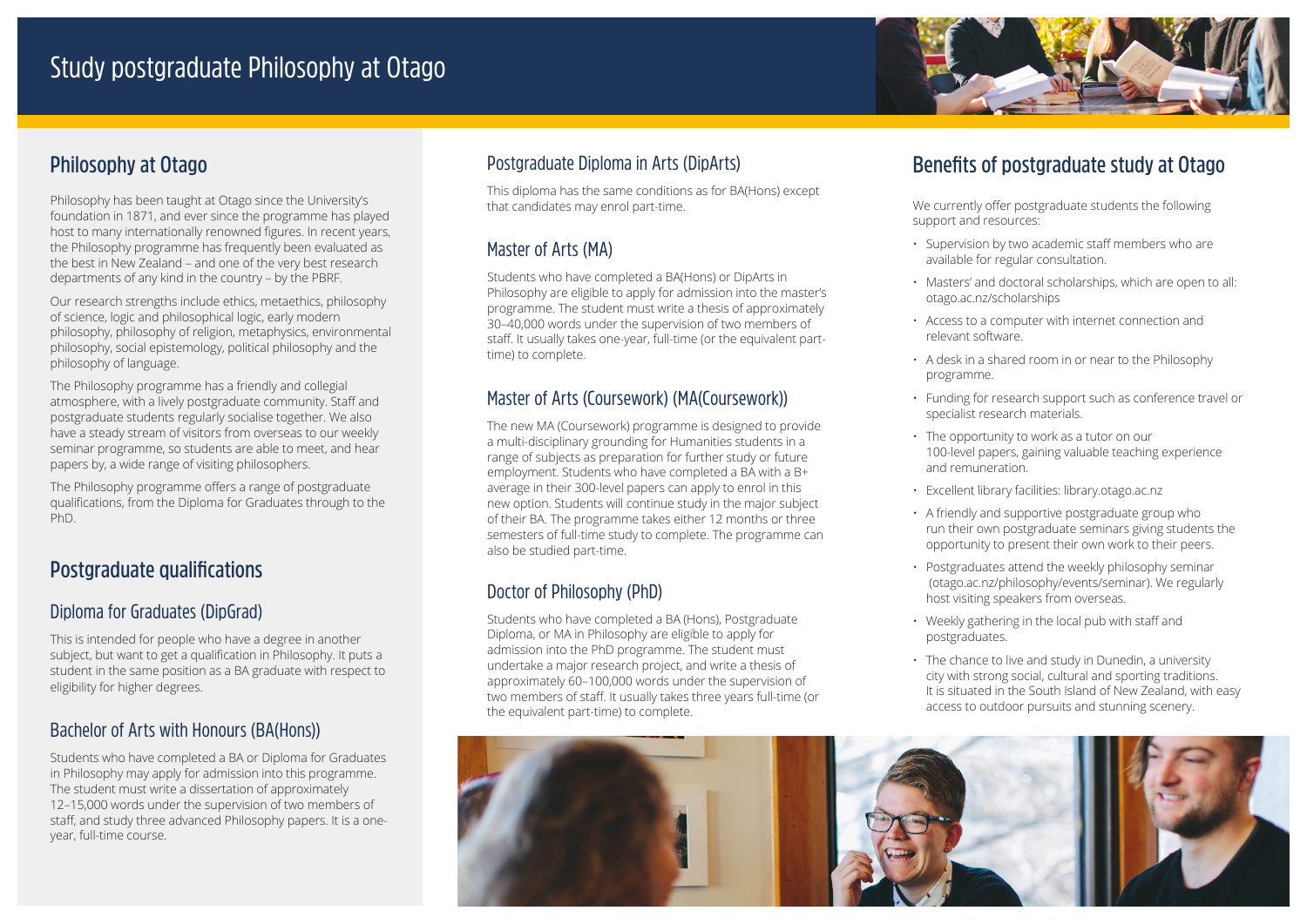# Study postgraduate Philosophy at Otago

## Philosophy at Otago

Philosophy has been taught at Otago since the University's foundation in 1871, and ever since the programme has played host to many internationally renowned figures. In recent years, the Philosophy programme has frequently been evaluated as the best in New Zealand – and one of the very best research departments of any kind in the country – by the PBRF.

Our research strengths include ethics, metaethics, philosophy of science, logic and philosophical logic, early modern philosophy, philosophy of religion, metaphysics, environmental philosophy, social epistemology, political philosophy and the philosophy of language.

The Philosophy programme has a friendly and collegial atmosphere, with a lively postgraduate community. Staff and postgraduate students regularly socialise together. We also have a steady stream of visitors from overseas to our weekly seminar programme, so students are able to meet, and hear papers by, a wide range of visiting philosophers.

The Philosophy programme offers a range of postgraduate qualifications, from the Diploma for Graduates through to the PhD.

## Postgraduate qualifications

### Diploma for Graduates (DipGrad)

This is intended for people who have a degree in another subject, but want to get a qualification in Philosophy. It puts a student in the same position as a BA graduate with respect to eligibility for higher degrees.

### Bachelor of Arts with Honours (BA(Hons))

Students who have completed a BA or Diploma for Graduates in Philosophy may apply for admission into this programme. The student must write a dissertation of approximately 12–15,000 words under the supervision of two members of staff, and study three advanced Philosophy papers. It is a one-year, full-time course.

### Postgraduate Diploma in Arts (DipArts)

This diploma has the same conditions as for BA(Hons) except that candidates may enrol part-time.

### Master of Arts (MA)

Students who have completed a BA(Hons) or DipArts in Philosophy are eligible to apply for admission into the master's programme. The student must write a thesis of approximately 30–40,000 words under the supervision of two members of staff. It usually takes one-year, full-time (or the equivalent part-time) to complete.

### Master of Arts (Coursework) (MA(Coursework))

The new MA (Coursework) programme is designed to provide a multi-disciplinary grounding for Humanities students in a range of subjects as preparation for further study or future employment. Students who have completed a BA with a B+ average in their 300-level papers can apply to enrol in this new option. Students will continue study in the major subject of their BA. The programme takes either 12 months or three semesters of full-time study to complete. The programme can also be studied part-time.

### Doctor of Philosophy (PhD)

Students who have completed a BA (Hons), Postgraduate Diploma, or MA in Philosophy are eligible to apply for admission into the PhD programme. The student must undertake a major research project, and write a thesis of approximately 60–100,000 words under the supervision of two members of staff. It usually takes three years full-time (or the equivalent part-time) to complete.

## Benefits of postgraduate study at Otago

We currently offer postgraduate students the following support and resources:

- Supervision by two academic staff members who are available for regular consultation.
- Masters' and doctoral scholarships, which are open to all: otago.ac.nz/scholarships
- Access to a computer with internet connection and relevant software.
- A desk in a shared room in or near to the Philosophy programme.
- Funding for research support such as conference travel or specialist research materials.
- The opportunity to work as a tutor on our 100-level papers, gaining valuable teaching experience and remuneration.
- Excellent library facilities: library.otago.ac.nz
- A friendly and supportive postgraduate group who run their own postgraduate seminars giving students the opportunity to present their own work to their peers.
- Postgraduates attend the weekly philosophy seminar (otago.ac.nz/philosophy/events/seminar). We regularly host visiting speakers from overseas.
- Weekly gathering in the local pub with staff and postgraduates.
- The chance to live and study in Dunedin, a university city with strong social, cultural and sporting traditions. It is situated in the South Island of New Zealand, with easy access to outdoor pursuits and stunning scenery.